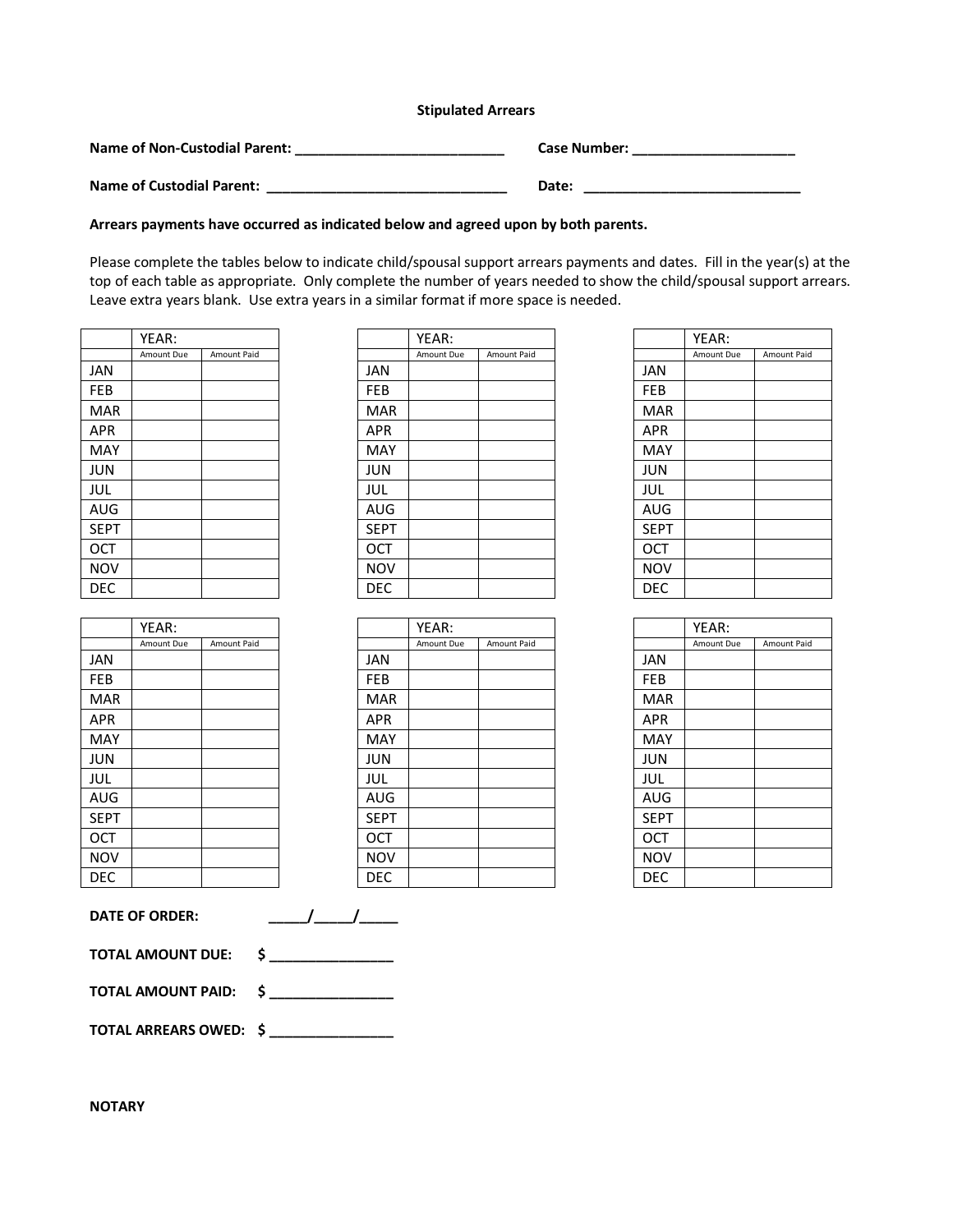**Stipulated Arrears**

**Name of Non-Custodial Parent: ___________________________**  **Case Number: _____________________**

**Name of Custodial Parent: _______________________________**  **Date: _____________________________**

**Arrears payments have occurred as indicated below and agreed upon by both parents.**

Please complete the tables below to indicate child/spousal support arrears payments and dates. Fill in the year(s) at the top of each table as appropriate. Only complete the number of years needed to show the child/spousal support arrears. Leave extra years blank. Use extra years in a similar format if more space is needed.

| | YEAR: | |
|---|---|---|
| | Amount Due | Amount Paid |
| JAN | | |
| FEB | | |
| MAR | | |
| APR | | |
| MAY | | |
| JUN | | |
| JUL | | |
| AUG | | |
| SEPT | | |
| OCT | | |
| NOV | | |
| DEC | | |

| | YEAR: | |
|---|---|---|
| | Amount Due | Amount Paid |
| JAN | | |
| FEB | | |
| MAR | | |
| APR | | |
| MAY | | |
| JUN | | |
| JUL | | |
| AUG | | |
| SEPT | | |
| OCT | | |
| NOV | | |
| DEC | | |

| | YEAR: | |
|---|---|---|
| | Amount Due | Amount Paid |
| JAN | | |
| FEB | | |
| MAR | | |
| APR | | |
| MAY | | |
| JUN | | |
| JUL | | |
| AUG | | |
| SEPT | | |
| OCT | | |
| NOV | | |
| DEC | | |

| | YEAR: | |
|---|---|---|
| | Amount Due | Amount Paid |
| JAN | | |
| FEB | | |
| MAR | | |
| APR | | |
| MAY | | |
| JUN | | |
| JUL | | |
| AUG | | |
| SEPT | | |
| OCT | | |
| NOV | | |
| DEC | | |

| | YEAR: | |
|---|---|---|
| | Amount Due | Amount Paid |
| JAN | | |
| FEB | | |
| MAR | | |
| APR | | |
| MAY | | |
| JUN | | |
| JUL | | |
| AUG | | |
| SEPT | | |
| OCT | | |
| NOV | | |
| DEC | | |

| | YEAR: | |
|---|---|---|
| | Amount Due | Amount Paid |
| JAN | | |
| FEB | | |
| MAR | | |
| APR | | |
| MAY | | |
| JUN | | |
| JUL | | |
| AUG | | |
| SEPT | | |
| OCT | | |
| NOV | | |
| DEC | | |

**DATE OF ORDER:** _____/_____/_____

**TOTAL AMOUNT DUE:** $ ________________

**TOTAL AMOUNT PAID:** $ ________________

**TOTAL ARREARS OWED:** $ ________________

**NOTARY**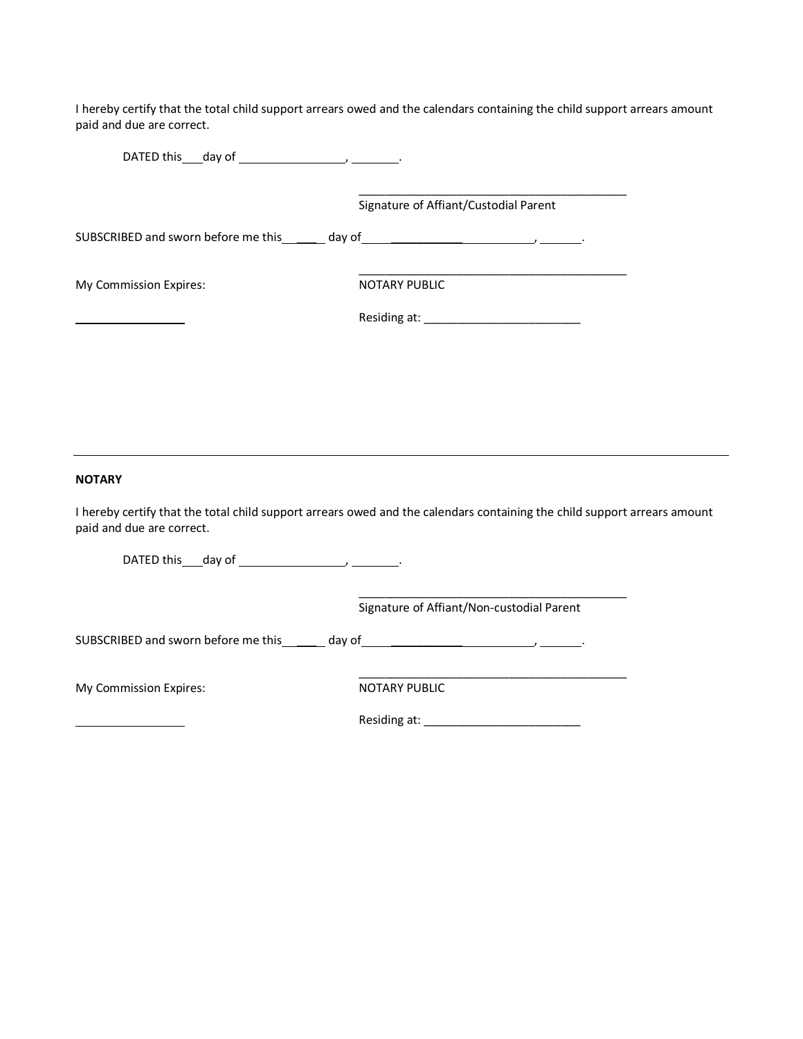I hereby certify that the total child support arrears owed and the calendars containing the child support arrears amount paid and due are correct.

DATED this___day of ________________, _______.

_____________________________________________
Signature of Affiant/Custodial Parent

SUBSCRIBED and sworn before me this________ day of________________________________, ______.

_____________________________________________

My Commission Expires: NOTARY PUBLIC

________________ Residing at: _________________________

---

**NOTARY**

I hereby certify that the total child support arrears owed and the calendars containing the child support arrears amount paid and due are correct.

DATED this___day of ________________, _______.

_____________________________________________
Signature of Affiant/Non-custodial Parent

SUBSCRIBED and sworn before me this________ day of________________________________, ______.

_____________________________________________

My Commission Expires: NOTARY PUBLIC

________________ Residing at: _________________________